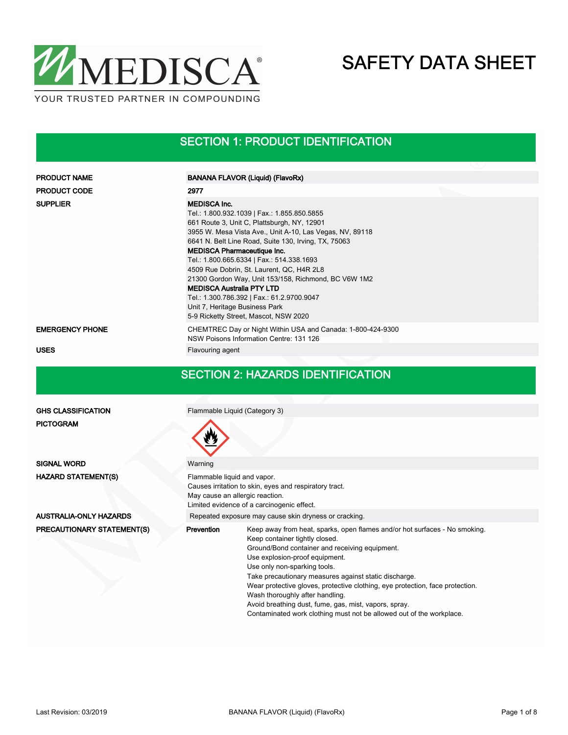MEDISCA®

YOUR TRUSTED PARTNER IN COMPOUNDING

# SAFETY DATA SHEET

## SECTION 1: PRODUCT IDENTIFICATION

| | |
|---|---|
| **PRODUCT NAME** | **BANANA FLAVOR (Liquid) (FlavoRx)** |
| **PRODUCT CODE** | **2977** |
| **SUPPLIER** | **MEDISCA Inc.**<br>Tel.: 1.800.932.1039 \| Fax.: 1.855.850.5855<br>661 Route 3, Unit C, Plattsburgh, NY, 12901<br>3955 W. Mesa Vista Ave., Unit A-10, Las Vegas, NV, 89118<br>6641 N. Belt Line Road, Suite 130, Irving, TX, 75063<br>**MEDISCA Pharmaceutique Inc.**<br>Tel.: 1.800.665.6334 \| Fax.: 514.338.1693<br>4509 Rue Dobrin, St. Laurent, QC, H4R 2L8<br>21300 Gordon Way, Unit 153/158, Richmond, BC V6W 1M2<br>**MEDISCA Australia PTY LTD**<br>Tel.: 1.300.786.392 \| Fax.: 61.2.9700.9047<br>Unit 7, Heritage Business Park<br>5-9 Ricketty Street, Mascot, NSW 2020 |
| **EMERGENCY PHONE** | CHEMTREC Day or Night Within USA and Canada: 1-800-424-9300<br>NSW Poisons Information Centre: 131 126 |
| **USES** | Flavouring agent |

## SECTION 2: HAZARDS IDENTIFICATION

| | |
|---|---|
| **GHS CLASSIFICATION** | Flammable Liquid (Category 3) |
| **PICTOGRAM** | |
| **SIGNAL WORD** | Warning |
| **HAZARD STATEMENT(S)** | Flammable liquid and vapor.<br>Causes irritation to skin, eyes and respiratory tract.<br>May cause an allergic reaction.<br>Limited evidence of a carcinogenic effect. |
| **AUSTRALIA-ONLY HAZARDS** | Repeated exposure may cause skin dryness or cracking. |

**PRECAUTIONARY STATEMENT(S)**

**Prevention**

- Keep away from heat, sparks, open flames and/or hot surfaces - No smoking.
- Keep container tightly closed.
- Ground/Bond container and receiving equipment.
- Use explosion-proof equipment.
- Use only non-sparking tools.
- Take precautionary measures against static discharge.
- Wear protective gloves, protective clothing, eye protection, face protection.
- Wash thoroughly after handling.
- Avoid breathing dust, fume, gas, mist, vapors, spray.
- Contaminated work clothing must not be allowed out of the workplace.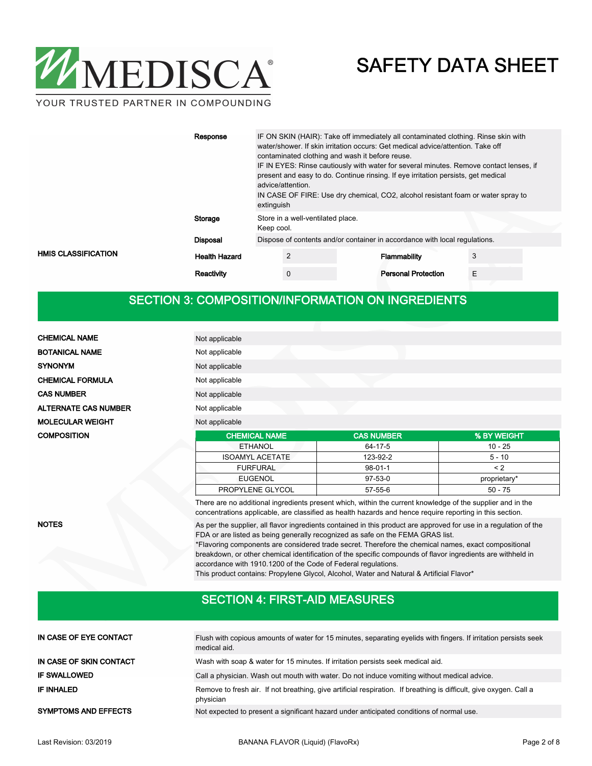| | |
|---|---|
| **Response** | IF ON SKIN (HAIR): Take off immediately all contaminated clothing. Rinse skin with water/shower. If skin irritation occurs: Get medical advice/attention. Take off contaminated clothing and wash it before reuse.<br>IF IN EYES: Rinse cautiously with water for several minutes. Remove contact lenses, if present and easy to do. Continue rinsing. If eye irritation persists, get medical advice/attention.<br>IN CASE OF FIRE: Use dry chemical, CO2, alcohol resistant foam or water spray to extinguish |
| **Storage** | Store in a well-ventilated place.<br>Keep cool. |
| **Disposal** | Dispose of contents and/or container in accordance with local regulations. |

**HMIS CLASSIFICATION**

| | | | |
|---|---|---|---|
| **Health Hazard** | 2 | **Flammability** | 3 |
| **Reactivity** | 0 | **Personal Protection** | E |

## SECTION 3: COMPOSITION/INFORMATION ON INGREDIENTS

| | |
|---|---|
| **CHEMICAL NAME** | Not applicable |
| **BOTANICAL NAME** | Not applicable |
| **SYNONYM** | Not applicable |
| **CHEMICAL FORMULA** | Not applicable |
| **CAS NUMBER** | Not applicable |
| **ALTERNATE CAS NUMBER** | Not applicable |
| **MOLECULAR WEIGHT** | Not applicable |

**COMPOSITION**

| CHEMICAL NAME | CAS NUMBER | % BY WEIGHT |
|---|---|---|
| ETHANOL | 64-17-5 | 10 - 25 |
| ISOAMYL ACETATE | 123-92-2 | 5 - 10 |
| FURFURAL | 98-01-1 | < 2 |
| EUGENOL | 97-53-0 | proprietary* |
| PROPYLENE GLYCOL | 57-55-6 | 50 - 75 |

There are no additional ingredients present which, within the current knowledge of the supplier and in the concentrations applicable, are classified as health hazards and hence require reporting in this section.

**NOTES**

As per the supplier, all flavor ingredients contained in this product are approved for use in a regulation of the FDA or are listed as being generally recognized as safe on the FEMA GRAS list.
*Flavoring components are considered trade secret. Therefore the chemical names, exact compositional breakdown, or other chemical identification of the specific compounds of flavor ingredients are withheld in accordance with 1910.1200 of the Code of Federal regulations.
This product contains: Propylene Glycol, Alcohol, Water and Natural & Artificial Flavor*

## SECTION 4: FIRST-AID MEASURES

| | |
|---|---|
| **IN CASE OF EYE CONTACT** | Flush with copious amounts of water for 15 minutes, separating eyelids with fingers. If irritation persists seek medical aid. |
| **IN CASE OF SKIN CONTACT** | Wash with soap & water for 15 minutes. If irritation persists seek medical aid. |
| **IF SWALLOWED** | Call a physician. Wash out mouth with water. Do not induce vomiting without medical advice. |
| **IF INHALED** | Remove to fresh air. If not breathing, give artificial respiration. If breathing is difficult, give oxygen. Call a physician |
| **SYMPTOMS AND EFFECTS** | Not expected to present a significant hazard under anticipated conditions of normal use. |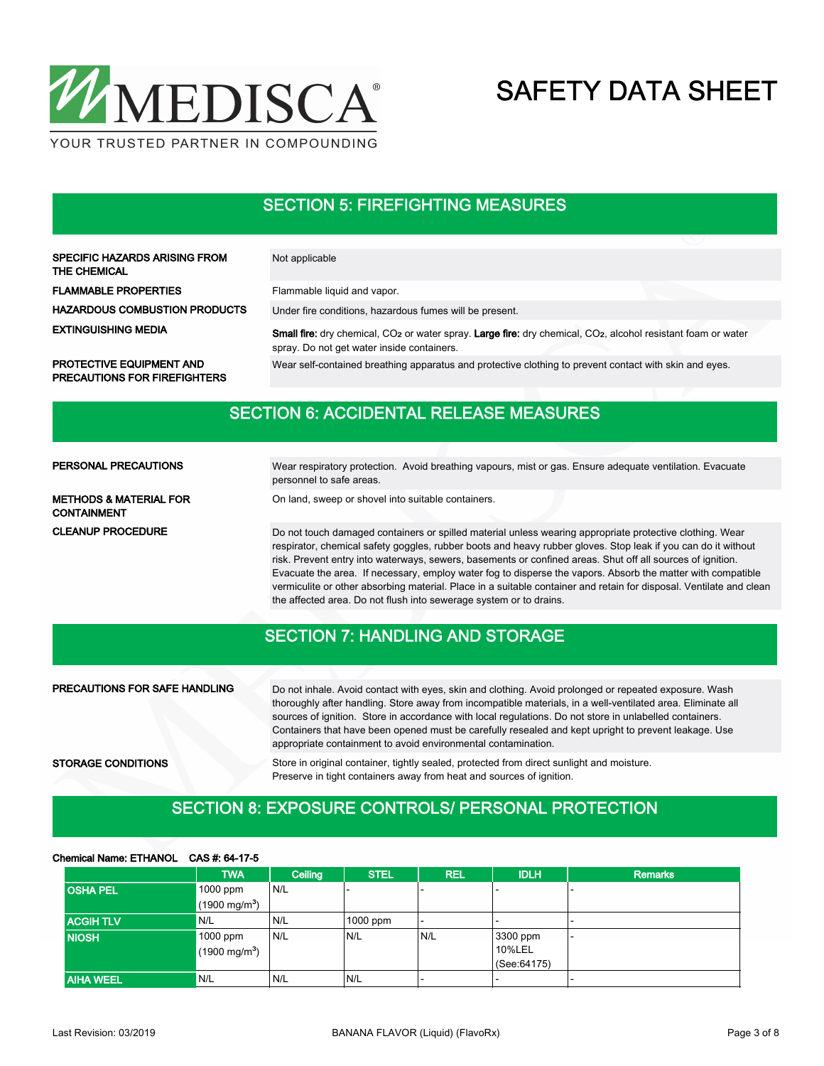## SECTION 5: FIREFIGHTING MEASURES

| | |
|---|---|
| **SPECIFIC HAZARDS ARISING FROM THE CHEMICAL** | Not applicable |
| **FLAMMABLE PROPERTIES** | Flammable liquid and vapor. |
| **HAZARDOUS COMBUSTION PRODUCTS** | Under fire conditions, hazardous fumes will be present. |
| **EXTINGUISHING MEDIA** | **Small fire:** dry chemical, $CO_2$ or water spray. **Large fire:** dry chemical, $CO_2$, alcohol resistant foam or water spray. Do not get water inside containers. |
| **PROTECTIVE EQUIPMENT AND PRECAUTIONS FOR FIREFIGHTERS** | Wear self-contained breathing apparatus and protective clothing to prevent contact with skin and eyes. |

## SECTION 6: ACCIDENTAL RELEASE MEASURES

| | |
|---|---|
| **PERSONAL PRECAUTIONS** | Wear respiratory protection. Avoid breathing vapours, mist or gas. Ensure adequate ventilation. Evacuate personnel to safe areas. |
| **METHODS & MATERIAL FOR CONTAINMENT** | On land, sweep or shovel into suitable containers. |
| **CLEANUP PROCEDURE** | Do not touch damaged containers or spilled material unless wearing appropriate protective clothing. Wear respirator, chemical safety goggles, rubber boots and heavy rubber gloves. Stop leak if you can do it without risk. Prevent entry into waterways, sewers, basements or confined areas. Shut off all sources of ignition. Evacuate the area. If necessary, employ water fog to disperse the vapors. Absorb the matter with compatible vermiculite or other absorbing material. Place in a suitable container and retain for disposal. Ventilate and clean the affected area. Do not flush into sewerage system or to drains. |

## SECTION 7: HANDLING AND STORAGE

| | |
|---|---|
| **PRECAUTIONS FOR SAFE HANDLING** | Do not inhale. Avoid contact with eyes, skin and clothing. Avoid prolonged or repeated exposure. Wash thoroughly after handling. Store away from incompatible materials, in a well-ventilated area. Eliminate all sources of ignition. Store in accordance with local regulations. Do not store in unlabelled containers. Containers that have been opened must be carefully resealed and kept upright to prevent leakage. Use appropriate containment to avoid environmental contamination. |
| **STORAGE CONDITIONS** | Store in original container, tightly sealed, protected from direct sunlight and moisture. Preserve in tight containers away from heat and sources of ignition. |

## SECTION 8: EXPOSURE CONTROLS/ PERSONAL PROTECTION

**Chemical Name: ETHANOL CAS #: 64-17-5**

| | TWA | Ceiling | STEL | REL | IDLH | Remarks |
|---|---|---|---|---|---|---|
| **OSHA PEL** | 1000 ppm (1900 mg/m$^3$) | N/L | - | - | - | - |
| **ACGIH TLV** | N/L | N/L | 1000 ppm | - | - | - |
| **NIOSH** | 1000 ppm (1900 mg/m$^3$) | N/L | N/L | N/L | 3300 ppm 10%LEL (See:64175) | - |
| **AIHA WEEL** | N/L | N/L | N/L | - | - | - |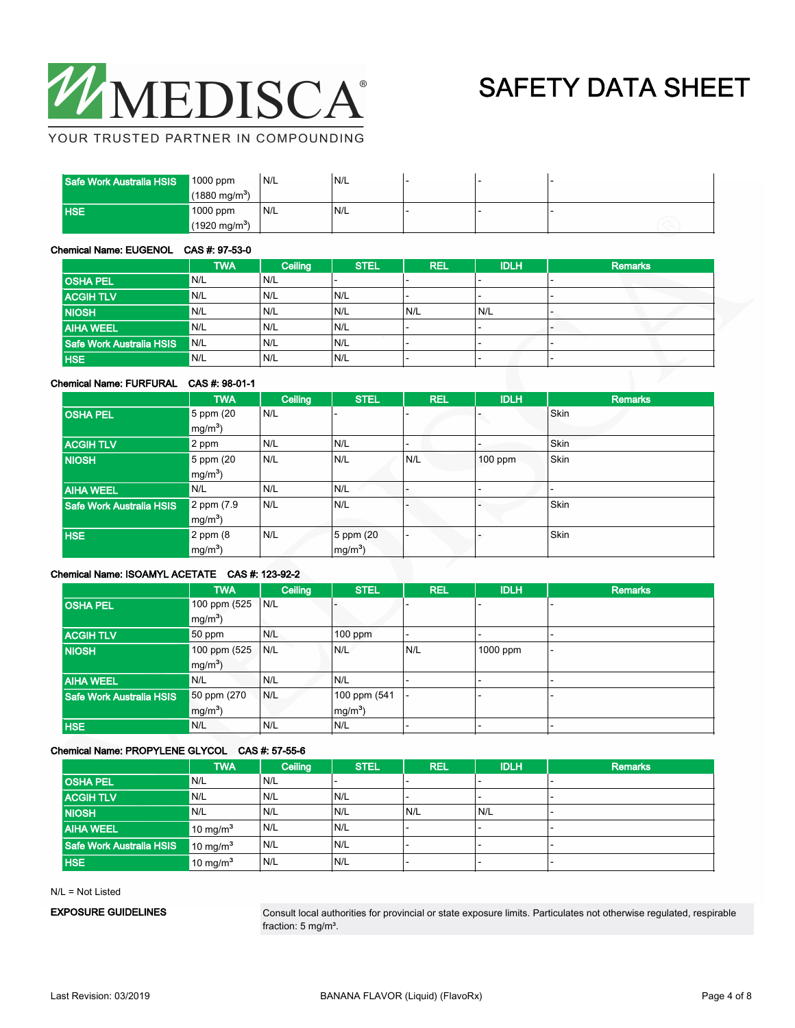| | | | | | | |
|---|---|---|---|---|---|---|
| Safe Work Australia HSIS | 1000 ppm (1880 mg/m$^3$) | N/L | N/L | - | - | - |
| HSE | 1000 ppm (1920 mg/m$^3$) | N/L | N/L | - | - | - |

**Chemical Name: EUGENOL    CAS #: 97-53-0**

| | TWA | Ceiling | STEL | REL | IDLH | Remarks |
|---|---|---|---|---|---|---|
| OSHA PEL | N/L | N/L | - | - | - | - |
| ACGIH TLV | N/L | N/L | N/L | - | - | - |
| NIOSH | N/L | N/L | N/L | N/L | N/L | - |
| AIHA WEEL | N/L | N/L | N/L | - | - | - |
| Safe Work Australia HSIS | N/L | N/L | N/L | - | - | - |
| HSE | N/L | N/L | N/L | - | - | - |

**Chemical Name: FURFURAL    CAS #: 98-01-1**

| | TWA | Ceiling | STEL | REL | IDLH | Remarks |
|---|---|---|---|---|---|---|
| OSHA PEL | 5 ppm (20 mg/m$^3$) | N/L | - | - | - | Skin |
| ACGIH TLV | 2 ppm | N/L | N/L | - | - | Skin |
| NIOSH | 5 ppm (20 mg/m$^3$) | N/L | N/L | N/L | 100 ppm | Skin |
| AIHA WEEL | N/L | N/L | N/L | - | - | - |
| Safe Work Australia HSIS | 2 ppm (7.9 mg/m$^3$) | N/L | N/L | - | - | Skin |
| HSE | 2 ppm (8 mg/m$^3$) | N/L | 5 ppm (20 mg/m$^3$) | - | - | Skin |

**Chemical Name: ISOAMYL ACETATE    CAS #: 123-92-2**

| | TWA | Ceiling | STEL | REL | IDLH | Remarks |
|---|---|---|---|---|---|---|
| OSHA PEL | 100 ppm (525 mg/m$^3$) | N/L | - | - | - | - |
| ACGIH TLV | 50 ppm | N/L | 100 ppm | - | - | - |
| NIOSH | 100 ppm (525 mg/m$^3$) | N/L | N/L | N/L | 1000 ppm | - |
| AIHA WEEL | N/L | N/L | N/L | - | - | - |
| Safe Work Australia HSIS | 50 ppm (270 mg/m$^3$) | N/L | 100 ppm (541 mg/m$^3$) | - | - | - |
| HSE | N/L | N/L | N/L | - | - | - |

**Chemical Name: PROPYLENE GLYCOL    CAS #: 57-55-6**

| | TWA | Ceiling | STEL | REL | IDLH | Remarks |
|---|---|---|---|---|---|---|
| OSHA PEL | N/L | N/L | - | - | - | - |
| ACGIH TLV | N/L | N/L | N/L | - | - | - |
| NIOSH | N/L | N/L | N/L | N/L | N/L | - |
| AIHA WEEL | 10 mg/m$^3$ | N/L | N/L | - | - | - |
| Safe Work Australia HSIS | 10 mg/m$^3$ | N/L | N/L | - | - | - |
| HSE | 10 mg/m$^3$ | N/L | N/L | - | - | - |

N/L = Not Listed

**EXPOSURE GUIDELINES**

Consult local authorities for provincial or state exposure limits. Particulates not otherwise regulated, respirable fraction: 5 mg/m³.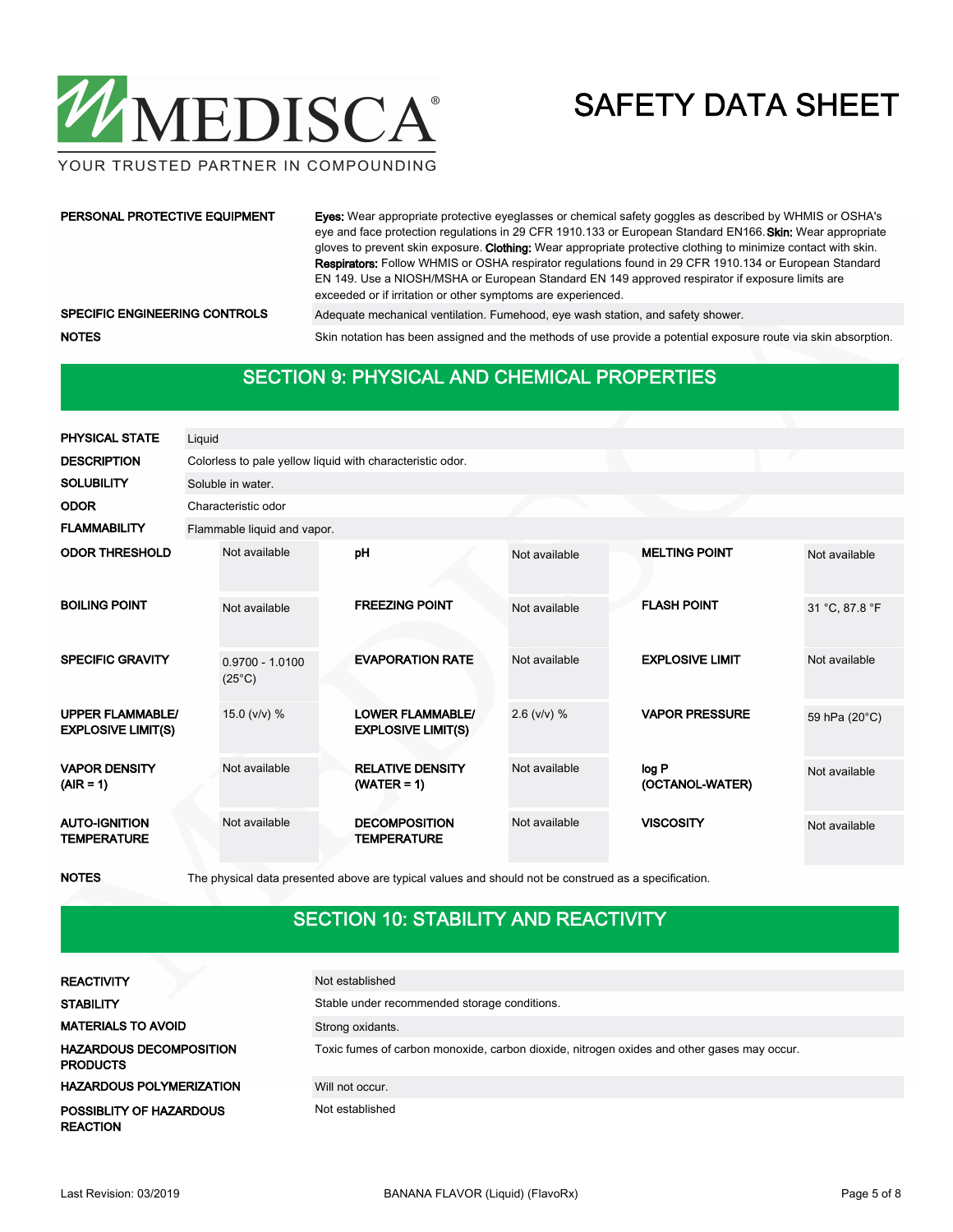| | |
|---|---|
| **PERSONAL PROTECTIVE EQUIPMENT** | **Eyes:** Wear appropriate protective eyeglasses or chemical safety goggles as described by WHMIS or OSHA's eye and face protection regulations in 29 CFR 1910.133 or European Standard EN166. **Skin:** Wear appropriate gloves to prevent skin exposure. **Clothing:** Wear appropriate protective clothing to minimize contact with skin. **Respirators:** Follow WHMIS or OSHA respirator regulations found in 29 CFR 1910.134 or European Standard EN 149. Use a NIOSH/MSHA or European Standard EN 149 approved respirator if exposure limits are exceeded or if irritation or other symptoms are experienced. |
| **SPECIFIC ENGINEERING CONTROLS** | Adequate mechanical ventilation. Fumehood, eye wash station, and safety shower. |
| **NOTES** | Skin notation has been assigned and the methods of use provide a potential exposure route via skin absorption. |

## SECTION 9: PHYSICAL AND CHEMICAL PROPERTIES

| | |
|---|---|
| **PHYSICAL STATE** | Liquid |
| **DESCRIPTION** | Colorless to pale yellow liquid with characteristic odor. |
| **SOLUBILITY** | Soluble in water. |
| **ODOR** | Characteristic odor |
| **FLAMMABILITY** | Flammable liquid and vapor. |

| | | | | | |
|---|---|---|---|---|---|
| **ODOR THRESHOLD** | Not available | **pH** | Not available | **MELTING POINT** | Not available |
| **BOILING POINT** | Not available | **FREEZING POINT** | Not available | **FLASH POINT** | 31 °C, 87.8 °F |
| **SPECIFIC GRAVITY** | 0.9700 - 1.0100 (25°C) | **EVAPORATION RATE** | Not available | **EXPLOSIVE LIMIT** | Not available |
| **UPPER FLAMMABLE/ EXPLOSIVE LIMIT(S)** | 15.0 (v/v) % | **LOWER FLAMMABLE/ EXPLOSIVE LIMIT(S)** | 2.6 (v/v) % | **VAPOR PRESSURE** | 59 hPa (20°C) |
| **VAPOR DENSITY (AIR = 1)** | Not available | **RELATIVE DENSITY (WATER = 1)** | Not available | **log P (OCTANOL-WATER)** | Not available |
| **AUTO-IGNITION TEMPERATURE** | Not available | **DECOMPOSITION TEMPERATURE** | Not available | **VISCOSITY** | Not available |

**NOTES** The physical data presented above are typical values and should not be construed as a specification.

## SECTION 10: STABILITY AND REACTIVITY

| | |
|---|---|
| **REACTIVITY** | Not established |
| **STABILITY** | Stable under recommended storage conditions. |
| **MATERIALS TO AVOID** | Strong oxidants. |
| **HAZARDOUS DECOMPOSITION PRODUCTS** | Toxic fumes of carbon monoxide, carbon dioxide, nitrogen oxides and other gases may occur. |
| **HAZARDOUS POLYMERIZATION** | Will not occur. |
| **POSSIBLITY OF HAZARDOUS REACTION** | Not established |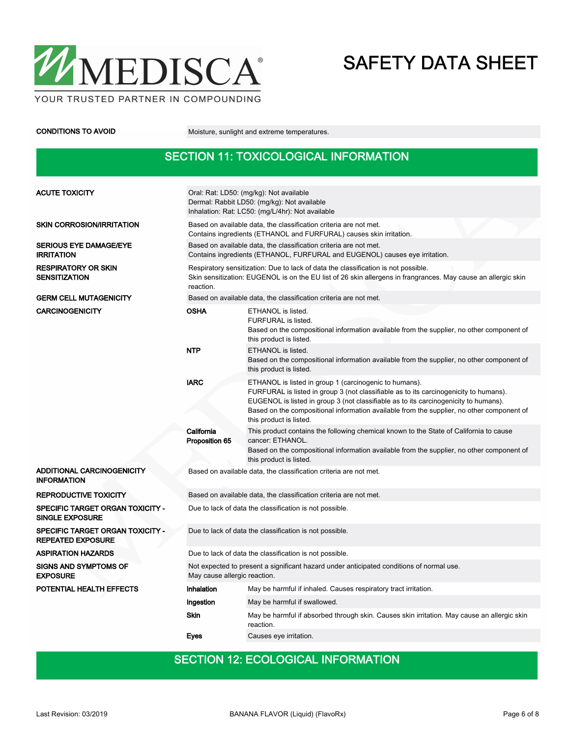| | |
|---|---|
| **CONDITIONS TO AVOID** | Moisture, sunlight and extreme temperatures. |

## SECTION 11: TOXICOLOGICAL INFORMATION

| | | |
|---|---|---|
| **ACUTE TOXICITY** | Oral: Rat: LD50: (mg/kg): Not available<br>Dermal: Rabbit LD50: (mg/kg): Not available<br>Inhalation: Rat: LC50: (mg/L/4hr): Not available | |
| **SKIN CORROSION/IRRITATION** | Based on available data, the classification criteria are not met.<br>Contains ingredients (ETHANOL and FURFURAL) causes skin irritation. | |
| **SERIOUS EYE DAMAGE/EYE IRRITATION** | Based on available data, the classification criteria are not met.<br>Contains ingredients (ETHANOL, FURFURAL and EUGENOL) causes eye irritation. | |
| **RESPIRATORY OR SKIN SENSITIZATION** | Respiratory sensitization: Due to lack of data the classification is not possible.<br>Skin sensitization: EUGENOL is on the EU list of 26 skin allergens in frangrances. May cause an allergic skin reaction. | |
| **GERM CELL MUTAGENICITY** | Based on available data, the classification criteria are not met. | |
| **CARCINOGENICITY** | **OSHA** | ETHANOL is listed.<br>FURFURAL is listed.<br>Based on the compositional information available from the supplier, no other component of this product is listed. |
| | **NTP** | ETHANOL is listed.<br>Based on the compositional information available from the supplier, no other component of this product is listed. |
| | **IARC** | ETHANOL is listed in group 1 (carcinogenic to humans).<br>FURFURAL is listed in group 3 (not classifiable as to its carcinogenicity to humans).<br>EUGENOL is listed in group 3 (not classifiable as to its carcinogenicity to humans).<br>Based on the compositional information available from the supplier, no other component of this product is listed. |
| | **California Proposition 65** | This product contains the following chemical known to the State of California to cause cancer: ETHANOL.<br>Based on the compositional information available from the supplier, no other component of this product is listed. |
| **ADDITIONAL CARCINOGENICITY INFORMATION** | Based on available data, the classification criteria are not met. | |
| **REPRODUCTIVE TOXICITY** | Based on available data, the classification criteria are not met. | |
| **SPECIFIC TARGET ORGAN TOXICITY - SINGLE EXPOSURE** | Due to lack of data the classification is not possible. | |
| **SPECIFIC TARGET ORGAN TOXICITY - REPEATED EXPOSURE** | Due to lack of data the classification is not possible. | |
| **ASPIRATION HAZARDS** | Due to lack of data the classification is not possible. | |
| **SIGNS AND SYMPTOMS OF EXPOSURE** | Not expected to present a significant hazard under anticipated conditions of normal use.<br>May cause allergic reaction. | |
| **POTENTIAL HEALTH EFFECTS** | **Inhalation** | May be harmful if inhaled. Causes respiratory tract irritation. |
| | **Ingestion** | May be harmful if swallowed. |
| | **Skin** | May be harmful if absorbed through skin. Causes skin irritation. May cause an allergic skin reaction. |
| | **Eyes** | Causes eye irritation. |

## SECTION 12: ECOLOGICAL INFORMATION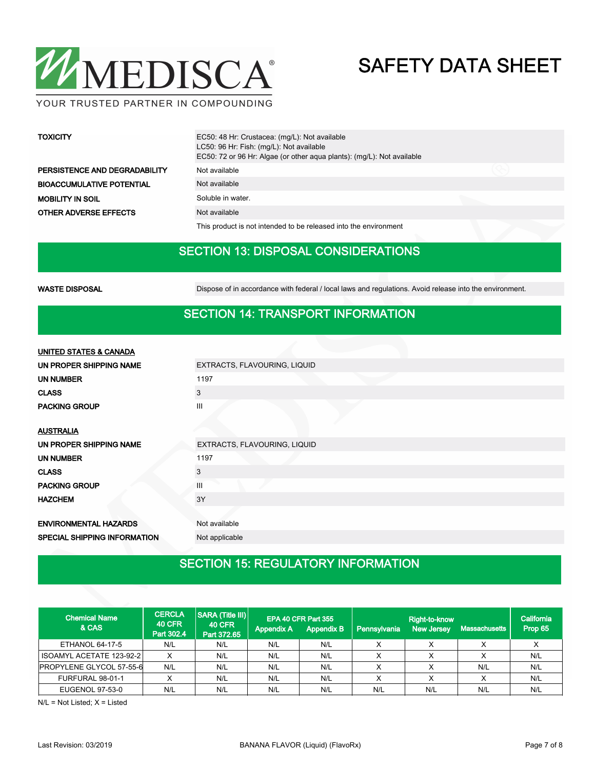| | |
|---|---|
| **TOXICITY** | EC50: 48 Hr: Crustacea: (mg/L): Not available<br>LC50: 96 Hr: Fish: (mg/L): Not available<br>EC50: 72 or 96 Hr: Algae (or other aqua plants): (mg/L): Not available |
| **PERSISTENCE AND DEGRADABILITY** | Not available |
| **BIOACCUMULATIVE POTENTIAL** | Not available |
| **MOBILITY IN SOIL** | Soluble in water. |
| **OTHER ADVERSE EFFECTS** | Not available |
| | This product is not intended to be released into the environment |

## SECTION 13: DISPOSAL CONSIDERATIONS

| | |
|---|---|
| **WASTE DISPOSAL** | Dispose of in accordance with federal / local laws and regulations. Avoid release into the environment. |

## SECTION 14: TRANSPORT INFORMATION

**UNITED STATES & CANADA**

| | |
|---|---|
| **UN PROPER SHIPPING NAME** | EXTRACTS, FLAVOURING, LIQUID |
| **UN NUMBER** | 1197 |
| **CLASS** | 3 |
| **PACKING GROUP** | III |

**AUSTRALIA**

| | |
|---|---|
| **UN PROPER SHIPPING NAME** | EXTRACTS, FLAVOURING, LIQUID |
| **UN NUMBER** | 1197 |
| **CLASS** | 3 |
| **PACKING GROUP** | III |
| **HAZCHEM** | 3Y |

| | |
|---|---|
| **ENVIRONMENTAL HAZARDS** | Not available |
| **SPECIAL SHIPPING INFORMATION** | Not applicable |

## SECTION 15: REGULATORY INFORMATION

| Chemical Name & CAS | CERCLA 40 CFR Part 302.4 | SARA (Title III) 40 CFR Part 372.65 | EPA 40 CFR Part 355 Appendix A | EPA 40 CFR Part 355 Appendix B | Right-to-know Pennsylvania | Right-to-know New Jersey | Right-to-know Massachusetts | California Prop 65 |
|---|---|---|---|---|---|---|---|---|
| ETHANOL 64-17-5 | N/L | N/L | N/L | N/L | X | X | X | X |
| ISOAMYL ACETATE 123-92-2 | X | N/L | N/L | N/L | X | X | X | N/L |
| PROPYLENE GLYCOL 57-55-6 | N/L | N/L | N/L | N/L | X | X | N/L | N/L |
| FURFURAL 98-01-1 | X | N/L | N/L | N/L | X | X | X | N/L |
| EUGENOL 97-53-0 | N/L | N/L | N/L | N/L | N/L | N/L | N/L | N/L |

N/L = Not Listed; X = Listed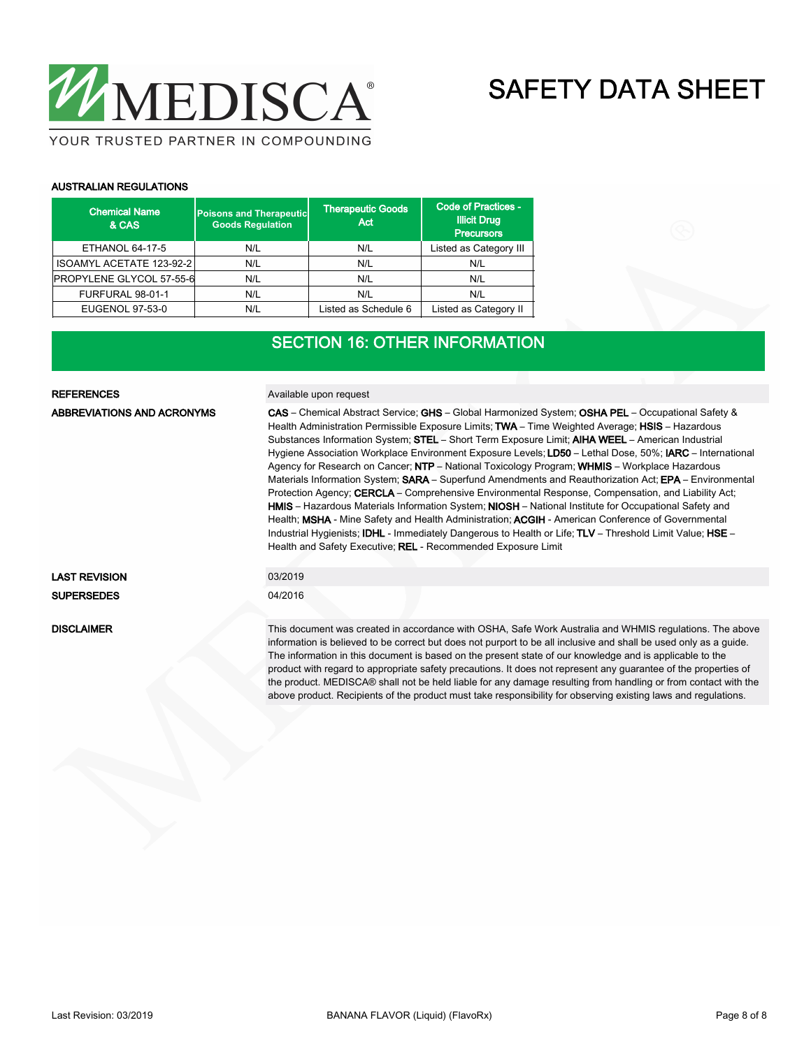**AUSTRALIAN REGULATIONS**

| Chemical Name & CAS | Poisons and Therapeutic Goods Regulation | Therapeutic Goods Act | Code of Practices - Illicit Drug Precursors |
|---|---|---|---|
| ETHANOL 64-17-5 | N/L | N/L | Listed as Category III |
| ISOAMYL ACETATE 123-92-2 | N/L | N/L | N/L |
| PROPYLENE GLYCOL 57-55-6 | N/L | N/L | N/L |
| FURFURAL 98-01-1 | N/L | N/L | N/L |
| EUGENOL 97-53-0 | N/L | Listed as Schedule 6 | Listed as Category II |

## SECTION 16: OTHER INFORMATION

**REFERENCES**

Available upon request

**ABBREVIATIONS AND ACRONYMS**

**CAS** – Chemical Abstract Service; **GHS** – Global Harmonized System; **OSHA PEL** – Occupational Safety & Health Administration Permissible Exposure Limits; **TWA** – Time Weighted Average; **HSIS** – Hazardous Substances Information System; **STEL** – Short Term Exposure Limit; **AIHA WEEL** – American Industrial Hygiene Association Workplace Environment Exposure Levels; **LD50** – Lethal Dose, 50%; **IARC** – International Agency for Research on Cancer; **NTP** – National Toxicology Program; **WHMIS** – Workplace Hazardous Materials Information System; **SARA** – Superfund Amendments and Reauthorization Act; **EPA** – Environmental Protection Agency; **CERCLA** – Comprehensive Environmental Response, Compensation, and Liability Act; **HMIS** – Hazardous Materials Information System; **NIOSH** – National Institute for Occupational Safety and Health; **MSHA** - Mine Safety and Health Administration; **ACGIH** - American Conference of Governmental Industrial Hygienists; **IDHL** - Immediately Dangerous to Health or Life; **TLV** – Threshold Limit Value; **HSE** – Health and Safety Executive; **REL** - Recommended Exposure Limit

**LAST REVISION**

03/2019

**SUPERSEDES**

04/2016

**DISCLAIMER**

This document was created in accordance with OSHA, Safe Work Australia and WHMIS regulations. The above information is believed to be correct but does not purport to be all inclusive and shall be used only as a guide. The information in this document is based on the present state of our knowledge and is applicable to the product with regard to appropriate safety precautions. It does not represent any guarantee of the properties of the product. MEDISCA® shall not be held liable for any damage resulting from handling or from contact with the above product. Recipients of the product must take responsibility for observing existing laws and regulations.